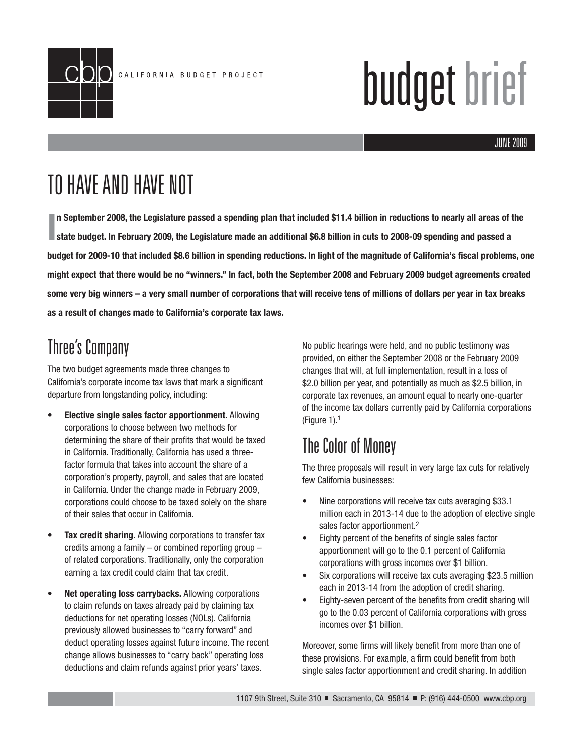CALIFORNIA BUDGET PROJECT

# budget brief

JUNE 2009

# TO HAVE AND HAVE NOT

**In September 2008, the Legislature passed a spending plan that included $11.4 billion in reductions to nearly all areas of the state budget. In February 2009, the Legislature made an additional $6.8 billion in cuts to 2008-09 spending and passed a budget for 2009-10 that included $8.6 billion in spending reductions. In light of the magnitude of California's fiscal problems, one might expect that there would be no "winners." In fact, both the September 2008 and February 2009 budget agreements created some very big winners – a very small number of corporations that will receive tens of millions of dollars per year in tax breaks as a result of changes made to California's corporate tax laws.**

## Three's Company

The two budget agreements made three changes to California's corporate income tax laws that mark a significant departure from longstanding policy, including:

- **Elective single sales factor apportionment.** Allowing corporations to choose between two methods for determining the share of their profits that would be taxed in California. Traditionally, California has used a three-factor formula that takes into account the share of a corporation's property, payroll, and sales that are located in California. Under the change made in February 2009, corporations could choose to be taxed solely on the share of their sales that occur in California.
- **Tax credit sharing.** Allowing corporations to transfer tax credits among a family – or combined reporting group – of related corporations. Traditionally, only the corporation earning a tax credit could claim that tax credit.
- **Net operating loss carrybacks.** Allowing corporations to claim refunds on taxes already paid by claiming tax deductions for net operating losses (NOLs). California previously allowed businesses to "carry forward" and deduct operating losses against future income. The recent change allows businesses to "carry back" operating loss deductions and claim refunds against prior years' taxes.

No public hearings were held, and no public testimony was provided, on either the September 2008 or the February 2009 changes that will, at full implementation, result in a loss of $2.0 billion per year, and potentially as much as $2.5 billion, in corporate tax revenues, an amount equal to nearly one-quarter of the income tax dollars currently paid by California corporations (Figure 1).[1]

## The Color of Money

The three proposals will result in very large tax cuts for relatively few California businesses:

- Nine corporations will receive tax cuts averaging $33.1 million each in 2013-14 due to the adoption of elective single sales factor apportionment.[2]
- Eighty percent of the benefits of single sales factor apportionment will go to the 0.1 percent of California corporations with gross incomes over $1 billion.
- Six corporations will receive tax cuts averaging $23.5 million each in 2013-14 from the adoption of credit sharing.
- Eighty-seven percent of the benefits from credit sharing will go to the 0.03 percent of California corporations with gross incomes over $1 billion.

Moreover, some firms will likely benefit from more than one of these provisions. For example, a firm could benefit from both single sales factor apportionment and credit sharing. In addition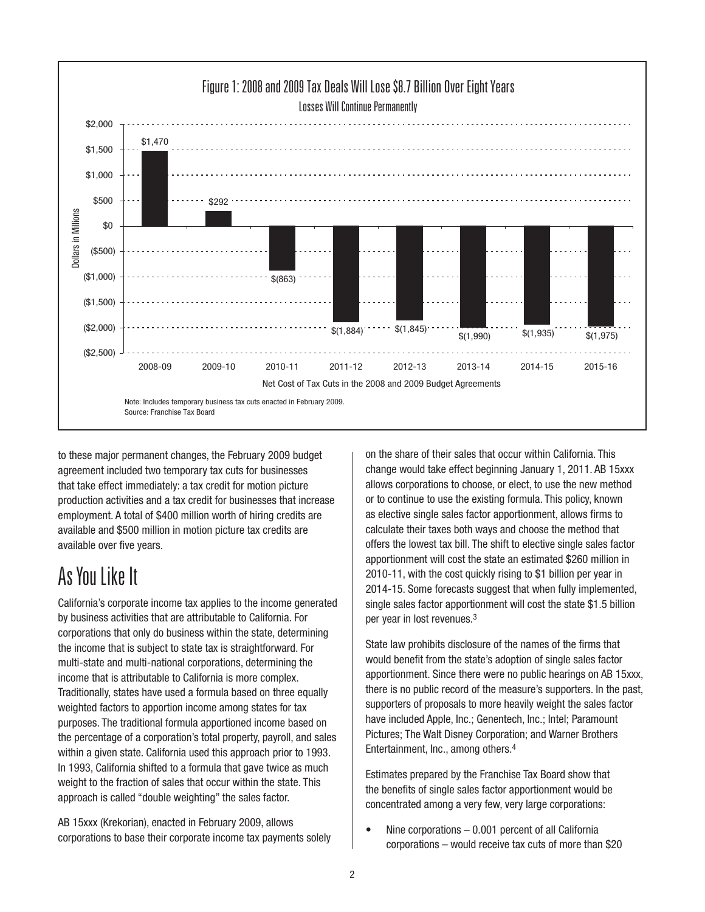Figure 1: 2008 and 2009 Tax Deals Will Lose $8.7 Billion Over Eight Years

Losses Will Continue Permanently

| Net Cost of Tax Cuts in the 2008 and 2009 Budget Agreements (Dollars in Millions) | |
|---|---|
| 2008-09 | $1,470 |
| 2009-10 | $292 |
| 2010-11 | $(863) |
| 2011-12 | $(1,884) |
| 2012-13 | $(1,845) |
| 2013-14 | $(1,990) |
| 2014-15 | $(1,935) |
| 2015-16 | $(1,975) |

Note: Includes temporary business tax cuts enacted in February 2009.
Source: Franchise Tax Board

to these major permanent changes, the February 2009 budget agreement included two temporary tax cuts for businesses that take effect immediately: a tax credit for motion picture production activities and a tax credit for businesses that increase employment. A total of $400 million worth of hiring credits are available and $500 million in motion picture tax credits are available over five years.

# As You Like It

California's corporate income tax applies to the income generated by business activities that are attributable to California. For corporations that only do business within the state, determining the income that is subject to state tax is straightforward. For multi-state and multi-national corporations, determining the income that is attributable to California is more complex. Traditionally, states have used a formula based on three equally weighted factors to apportion income among states for tax purposes. The traditional formula apportioned income based on the percentage of a corporation's total property, payroll, and sales within a given state. California used this approach prior to 1993. In 1993, California shifted to a formula that gave twice as much weight to the fraction of sales that occur within the state. This approach is called "double weighting" the sales factor.

AB 15xxx (Krekorian), enacted in February 2009, allows corporations to base their corporate income tax payments solely on the share of their sales that occur within California. This change would take effect beginning January 1, 2011. AB 15xxx allows corporations to choose, or elect, to use the new method or to continue to use the existing formula. This policy, known as elective single sales factor apportionment, allows firms to calculate their taxes both ways and choose the method that offers the lowest tax bill. The shift to elective single sales factor apportionment will cost the state an estimated $260 million in 2010-11, with the cost quickly rising to $1 billion per year in 2014-15. Some forecasts suggest that when fully implemented, single sales factor apportionment will cost the state $1.5 billion per year in lost revenues.[3]

State law prohibits disclosure of the names of the firms that would benefit from the state's adoption of single sales factor apportionment. Since there were no public hearings on AB 15xxx, there is no public record of the measure's supporters. In the past, supporters of proposals to more heavily weight the sales factor have included Apple, Inc.; Genentech, Inc.; Intel; Paramount Pictures; The Walt Disney Corporation; and Warner Brothers Entertainment, Inc., among others.[4]

Estimates prepared by the Franchise Tax Board show that the benefits of single sales factor apportionment would be concentrated among a very few, very large corporations:

- Nine corporations – 0.001 percent of all California corporations – would receive tax cuts of more than $20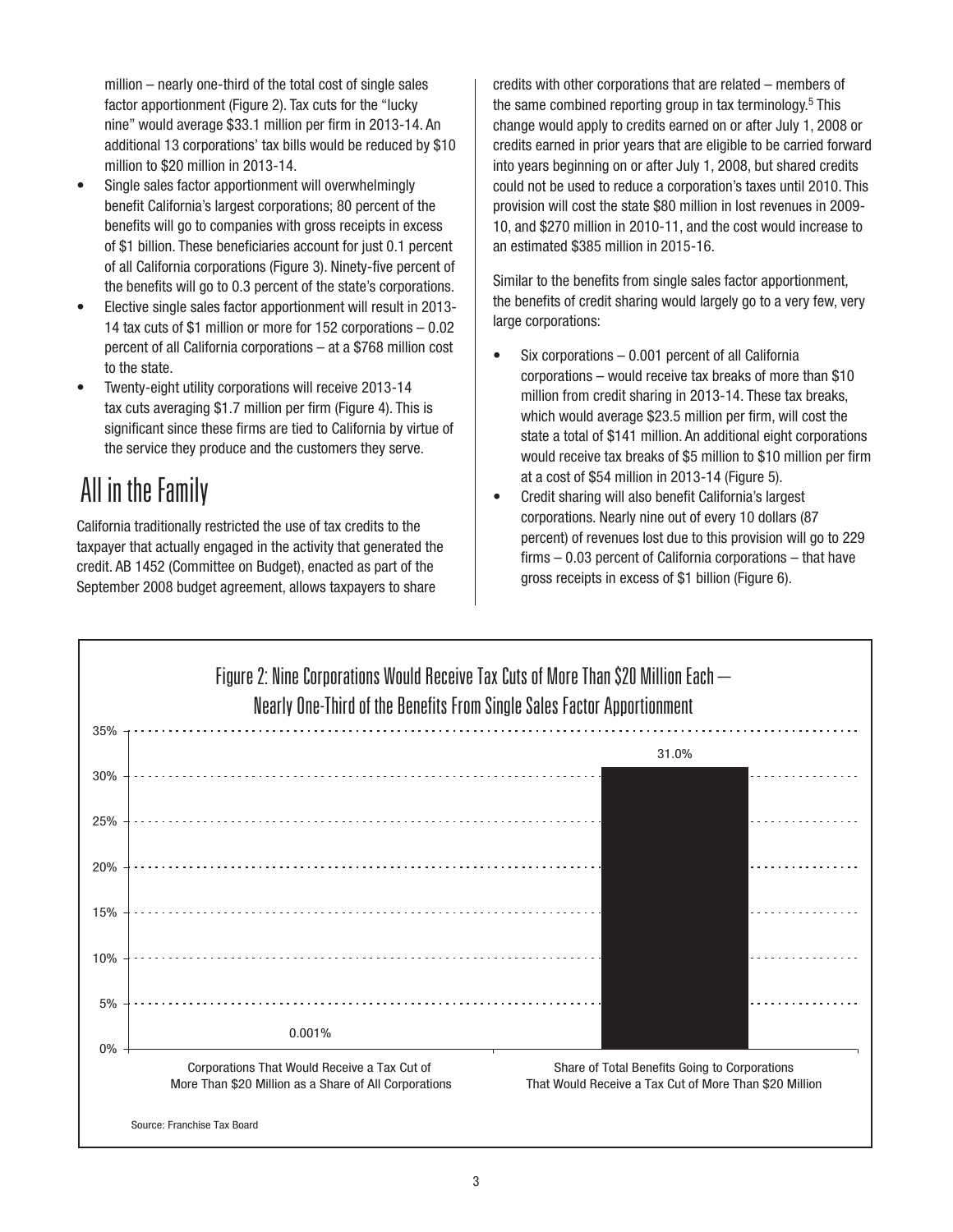million – nearly one-third of the total cost of single sales factor apportionment (Figure 2). Tax cuts for the "lucky nine" would average $33.1 million per firm in 2013-14. An additional 13 corporations' tax bills would be reduced by $10 million to $20 million in 2013-14.

- Single sales factor apportionment will overwhelmingly benefit California's largest corporations; 80 percent of the benefits will go to companies with gross receipts in excess of $1 billion. These beneficiaries account for just 0.1 percent of all California corporations (Figure 3). Ninety-five percent of the benefits will go to 0.3 percent of the state's corporations.
- Elective single sales factor apportionment will result in 2013-14 tax cuts of $1 million or more for 152 corporations – 0.02 percent of all California corporations – at a $768 million cost to the state.
- Twenty-eight utility corporations will receive 2013-14 tax cuts averaging $1.7 million per firm (Figure 4). This is significant since these firms are tied to California by virtue of the service they produce and the customers they serve.

## All in the Family

California traditionally restricted the use of tax credits to the taxpayer that actually engaged in the activity that generated the credit. AB 1452 (Committee on Budget), enacted as part of the September 2008 budget agreement, allows taxpayers to share credits with other corporations that are related – members of the same combined reporting group in tax terminology.[5] This change would apply to credits earned on or after July 1, 2008 or credits earned in prior years that are eligible to be carried forward into years beginning on or after July 1, 2008, but shared credits could not be used to reduce a corporation's taxes until 2010. This provision will cost the state $80 million in lost revenues in 2009-10, and $270 million in 2010-11, and the cost would increase to an estimated $385 million in 2015-16.

Similar to the benefits from single sales factor apportionment, the benefits of credit sharing would largely go to a very few, very large corporations:

- Six corporations – 0.001 percent of all California corporations – would receive tax breaks of more than $10 million from credit sharing in 2013-14. These tax breaks, which would average $23.5 million per firm, will cost the state a total of $141 million. An additional eight corporations would receive tax breaks of $5 million to $10 million per firm at a cost of $54 million in 2013-14 (Figure 5).
- Credit sharing will also benefit California's largest corporations. Nearly nine out of every 10 dollars (87 percent) of revenues lost due to this provision will go to 229 firms – 0.03 percent of California corporations – that have gross receipts in excess of $1 billion (Figure 6).

**Figure 2: Nine Corporations Would Receive Tax Cuts of More Than $20 Million Each — Nearly One-Third of the Benefits From Single Sales Factor Apportionment**

| Category | Value |
|---|---|
| Corporations That Would Receive a Tax Cut of More Than $20 Million as a Share of All Corporations | 0.001% |
| Share of Total Benefits Going to Corporations That Would Receive a Tax Cut of More Than $20 Million | 31.0% |

Source: Franchise Tax Board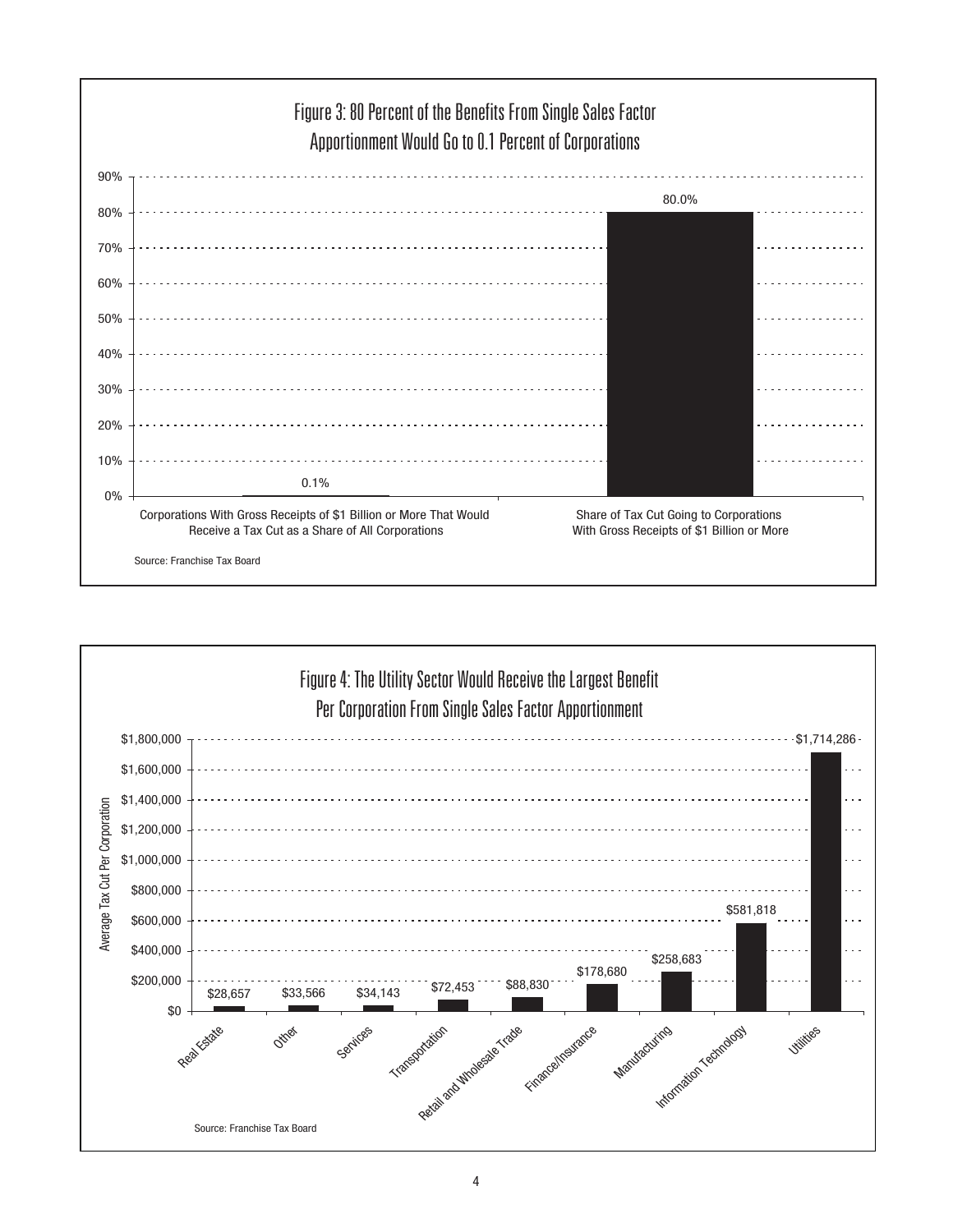## Figure 3: 80 Percent of the Benefits From Single Sales Factor Apportionment Would Go to 0.1 Percent of Corporations

| | Value |
|---|---|
| Corporations With Gross Receipts of $1 Billion or More That Would Receive a Tax Cut as a Share of All Corporations | 0.1% |
| Share of Tax Cut Going to Corporations With Gross Receipts of $1 Billion or More | 80.0% |

Source: Franchise Tax Board

## Figure 4: The Utility Sector Would Receive the Largest Benefit Per Corporation From Single Sales Factor Apportionment

| Sector | Average Tax Cut Per Corporation |
|---|---|
| Real Estate | $28,657 |
| Other | $33,566 |
| Services | $34,143 |
| Transportation | $72,453 |
| Retail and Wholesale Trade | $88,830 |
| Finance/Insurance | $178,680 |
| Manufacturing | $258,683 |
| Information Technology | $581,818 |
| Utilities | $1,714,286 |

Source: Franchise Tax Board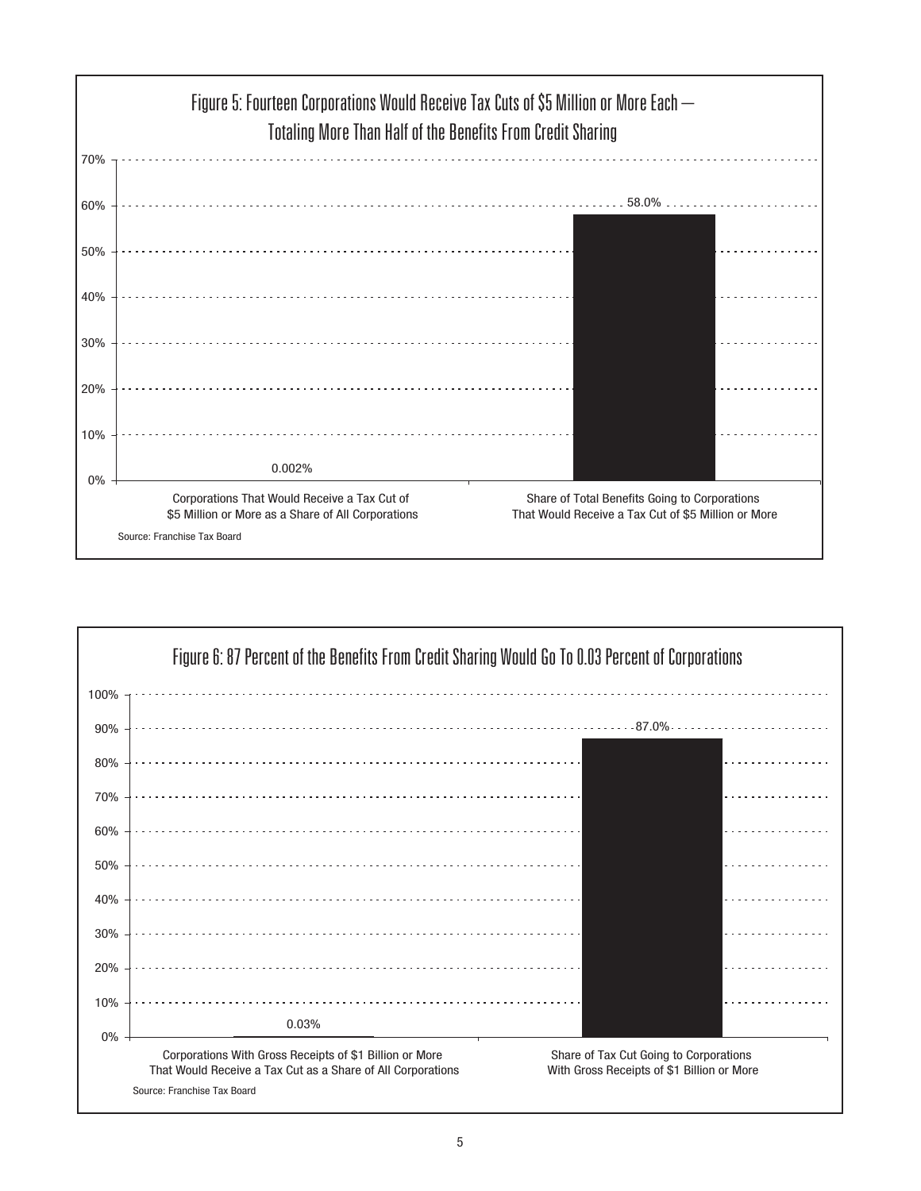## Figure 5: Fourteen Corporations Would Receive Tax Cuts of $5 Million or More Each — Totaling More Than Half of the Benefits From Credit Sharing

| | Value |
|---|---|
| Corporations That Would Receive a Tax Cut of $5 Million or More as a Share of All Corporations | 0.002% |
| Share of Total Benefits Going to Corporations That Would Receive a Tax Cut of $5 Million or More | 58.0% |

Source: Franchise Tax Board

## Figure 6: 87 Percent of the Benefits From Credit Sharing Would Go To 0.03 Percent of Corporations

| | Value |
|---|---|
| Corporations With Gross Receipts of $1 Billion or More That Would Receive a Tax Cut as a Share of All Corporations | 0.03% |
| Share of Tax Cut Going to Corporations With Gross Receipts of $1 Billion or More | 87.0% |

Source: Franchise Tax Board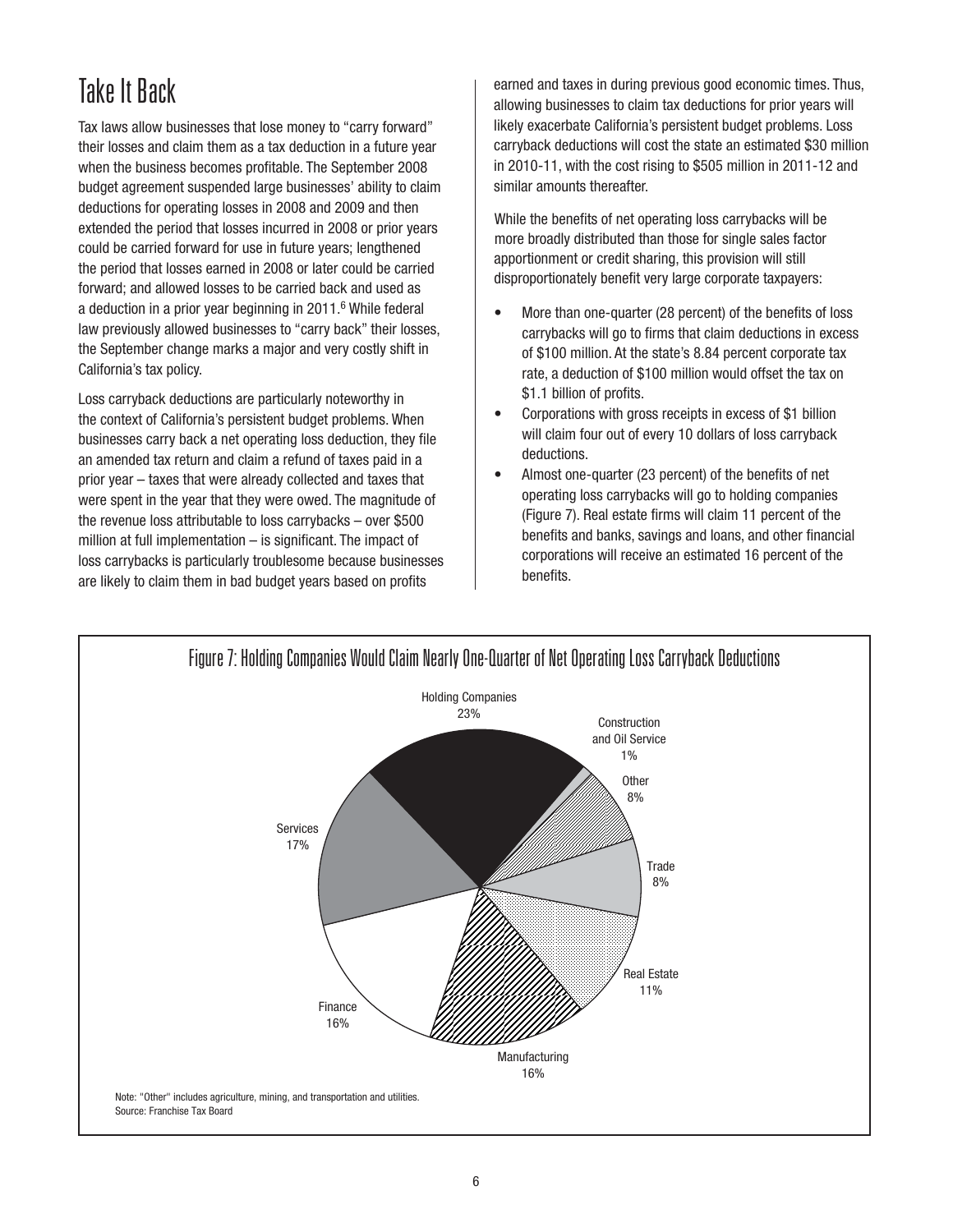# Take It Back

Tax laws allow businesses that lose money to "carry forward" their losses and claim them as a tax deduction in a future year when the business becomes profitable. The September 2008 budget agreement suspended large businesses' ability to claim deductions for operating losses in 2008 and 2009 and then extended the period that losses incurred in 2008 or prior years could be carried forward for use in future years; lengthened the period that losses earned in 2008 or later could be carried forward; and allowed losses to be carried back and used as a deduction in a prior year beginning in 2011.[6] While federal law previously allowed businesses to "carry back" their losses, the September change marks a major and very costly shift in California's tax policy.

Loss carryback deductions are particularly noteworthy in the context of California's persistent budget problems. When businesses carry back a net operating loss deduction, they file an amended tax return and claim a refund of taxes paid in a prior year – taxes that were already collected and taxes that were spent in the year that they were owed. The magnitude of the revenue loss attributable to loss carrybacks – over $500 million at full implementation – is significant. The impact of loss carrybacks is particularly troublesome because businesses are likely to claim them in bad budget years based on profits earned and taxes in during previous good economic times. Thus, allowing businesses to claim tax deductions for prior years will likely exacerbate California's persistent budget problems. Loss carryback deductions will cost the state an estimated $30 million in 2010-11, with the cost rising to $505 million in 2011-12 and similar amounts thereafter.

While the benefits of net operating loss carrybacks will be more broadly distributed than those for single sales factor apportionment or credit sharing, this provision will still disproportionately benefit very large corporate taxpayers:

- More than one-quarter (28 percent) of the benefits of loss carrybacks will go to firms that claim deductions in excess of $100 million. At the state's 8.84 percent corporate tax rate, a deduction of $100 million would offset the tax on $1.1 billion of profits.
- Corporations with gross receipts in excess of $1 billion will claim four out of every 10 dollars of loss carryback deductions.
- Almost one-quarter (23 percent) of the benefits of net operating loss carrybacks will go to holding companies (Figure 7). Real estate firms will claim 11 percent of the benefits and banks, savings and loans, and other financial corporations will receive an estimated 16 percent of the benefits.

Figure 7: Holding Companies Would Claim Nearly One-Quarter of Net Operating Loss Carryback Deductions

| Sector | Share |
|---|---|
| Holding Companies | 23% |
| Construction and Oil Service | 1% |
| Other | 8% |
| Trade | 8% |
| Real Estate | 11% |
| Manufacturing | 16% |
| Finance | 16% |
| Services | 17% |

Note: "Other" includes agriculture, mining, and transportation and utilities.
Source: Franchise Tax Board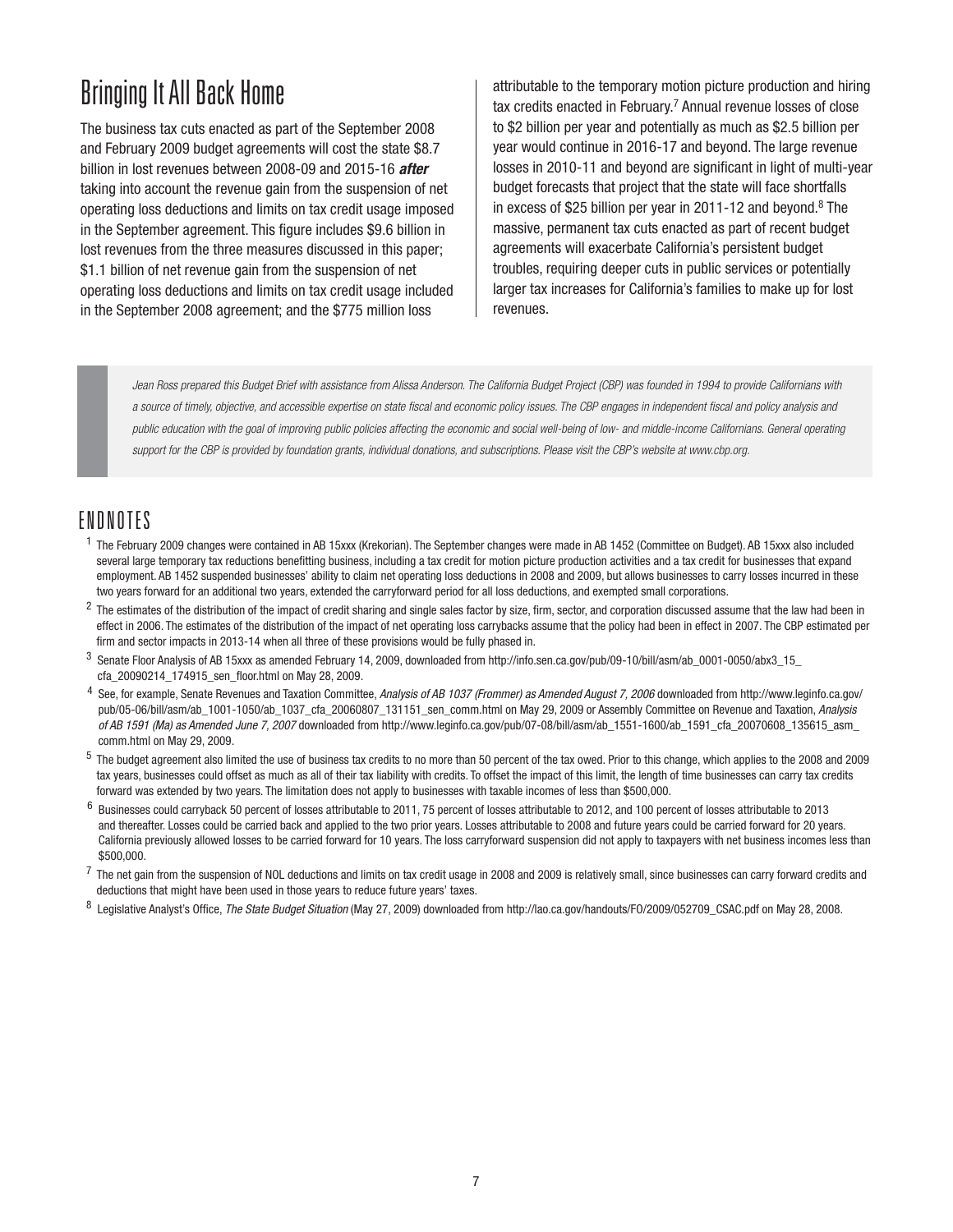## Bringing It All Back Home

The business tax cuts enacted as part of the September 2008 and February 2009 budget agreements will cost the state $8.7 billion in lost revenues between 2008-09 and 2015-16 ***after*** taking into account the revenue gain from the suspension of net operating loss deductions and limits on tax credit usage imposed in the September agreement. This figure includes $9.6 billion in lost revenues from the three measures discussed in this paper; $1.1 billion of net revenue gain from the suspension of net operating loss deductions and limits on tax credit usage included in the September 2008 agreement; and the $775 million loss attributable to the temporary motion picture production and hiring tax credits enacted in February.[7] Annual revenue losses of close to $2 billion per year and potentially as much as $2.5 billion per year would continue in 2016-17 and beyond. The large revenue losses in 2010-11 and beyond are significant in light of multi-year budget forecasts that project that the state will face shortfalls in excess of $25 billion per year in 2011-12 and beyond.[8] The massive, permanent tax cuts enacted as part of recent budget agreements will exacerbate California's persistent budget troubles, requiring deeper cuts in public services or potentially larger tax increases for California's families to make up for lost revenues.

*Jean Ross prepared this Budget Brief with assistance from Alissa Anderson. The California Budget Project (CBP) was founded in 1994 to provide Californians with a source of timely, objective, and accessible expertise on state fiscal and economic policy issues. The CBP engages in independent fiscal and policy analysis and public education with the goal of improving public policies affecting the economic and social well-being of low- and middle-income Californians. General operating support for the CBP is provided by foundation grants, individual donations, and subscriptions. Please visit the CBP's website at www.cbp.org.*

## ENDNOTES

1. The February 2009 changes were contained in AB 15xxx (Krekorian). The September changes were made in AB 1452 (Committee on Budget). AB 15xxx also included several large temporary tax reductions benefitting business, including a tax credit for motion picture production activities and a tax credit for businesses that expand employment. AB 1452 suspended businesses' ability to claim net operating loss deductions in 2008 and 2009, but allows businesses to carry losses incurred in these two years forward for an additional two years, extended the carryforward period for all loss deductions, and exempted small corporations.
2. The estimates of the distribution of the impact of credit sharing and single sales factor by size, firm, sector, and corporation discussed assume that the law had been in effect in 2006. The estimates of the distribution of the impact of net operating loss carrybacks assume that the policy had been in effect in 2007. The CBP estimated per firm and sector impacts in 2013-14 when all three of these provisions would be fully phased in.
3. Senate Floor Analysis of AB 15xxx as amended February 14, 2009, downloaded from http://info.sen.ca.gov/pub/09-10/bill/asm/ab_0001-0050/abx3_15_cfa_20090214_174915_sen_floor.html on May 28, 2009.
4. See, for example, Senate Revenues and Taxation Committee, *Analysis of AB 1037 (Frommer) as Amended August 7, 2006* downloaded from http://www.leginfo.ca.gov/pub/05-06/bill/asm/ab_1001-1050/ab_1037_cfa_20060807_131151_sen_comm.html on May 29, 2009 or Assembly Committee on Revenue and Taxation, *Analysis of AB 1591 (Ma) as Amended June 7, 2007* downloaded from http://www.leginfo.ca.gov/pub/07-08/bill/asm/ab_1551-1600/ab_1591_cfa_20070608_135615_asm_comm.html on May 29, 2009.
5. The budget agreement also limited the use of business tax credits to no more than 50 percent of the tax owed. Prior to this change, which applies to the 2008 and 2009 tax years, businesses could offset as much as all of their tax liability with credits. To offset the impact of this limit, the length of time businesses can carry tax credits forward was extended by two years. The limitation does not apply to businesses with taxable incomes of less than $500,000.
6. Businesses could carryback 50 percent of losses attributable to 2011, 75 percent of losses attributable to 2012, and 100 percent of losses attributable to 2013 and thereafter. Losses could be carried back and applied to the two prior years. Losses attributable to 2008 and future years could be carried forward for 20 years. California previously allowed losses to be carried forward for 10 years. The loss carryforward suspension did not apply to taxpayers with net business incomes less than $500,000.
7. The net gain from the suspension of NOL deductions and limits on tax credit usage in 2008 and 2009 is relatively small, since businesses can carry forward credits and deductions that might have been used in those years to reduce future years' taxes.
8. Legislative Analyst's Office, *The State Budget Situation* (May 27, 2009) downloaded from http://lao.ca.gov/handouts/FO/2009/052709_CSAC.pdf on May 28, 2008.